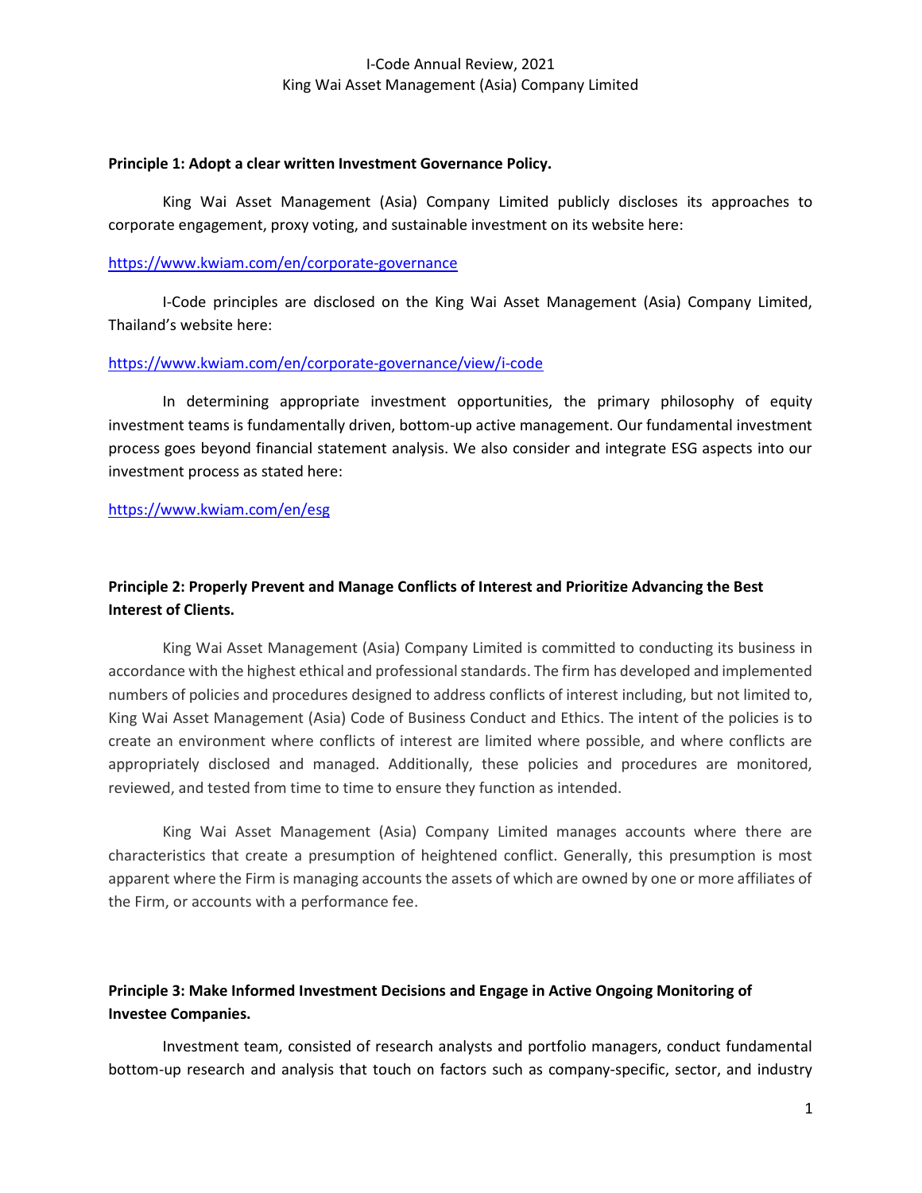# I-Code Annual Review, 2021
## King Wai Asset Management (Asia) Company Limited

**Principle 1: Adopt a clear written Investment Governance Policy.**

King Wai Asset Management (Asia) Company Limited publicly discloses its approaches to corporate engagement, proxy voting, and sustainable investment on its website here:

https://www.kwiam.com/en/corporate-governance

I-Code principles are disclosed on the King Wai Asset Management (Asia) Company Limited, Thailand's website here:

https://www.kwiam.com/en/corporate-governance/view/i-code

In determining appropriate investment opportunities, the primary philosophy of equity investment teams is fundamentally driven, bottom-up active management. Our fundamental investment process goes beyond financial statement analysis. We also consider and integrate ESG aspects into our investment process as stated here:

https://www.kwiam.com/en/esg

**Principle 2: Properly Prevent and Manage Conflicts of Interest and Prioritize Advancing the Best Interest of Clients.**

King Wai Asset Management (Asia) Company Limited is committed to conducting its business in accordance with the highest ethical and professional standards. The firm has developed and implemented numbers of policies and procedures designed to address conflicts of interest including, but not limited to, King Wai Asset Management (Asia) Code of Business Conduct and Ethics. The intent of the policies is to create an environment where conflicts of interest are limited where possible, and where conflicts are appropriately disclosed and managed. Additionally, these policies and procedures are monitored, reviewed, and tested from time to time to ensure they function as intended.

King Wai Asset Management (Asia) Company Limited manages accounts where there are characteristics that create a presumption of heightened conflict. Generally, this presumption is most apparent where the Firm is managing accounts the assets of which are owned by one or more affiliates of the Firm, or accounts with a performance fee.

**Principle 3: Make Informed Investment Decisions and Engage in Active Ongoing Monitoring of Investee Companies.**

Investment team, consisted of research analysts and portfolio managers, conduct fundamental bottom-up research and analysis that touch on factors such as company-specific, sector, and industry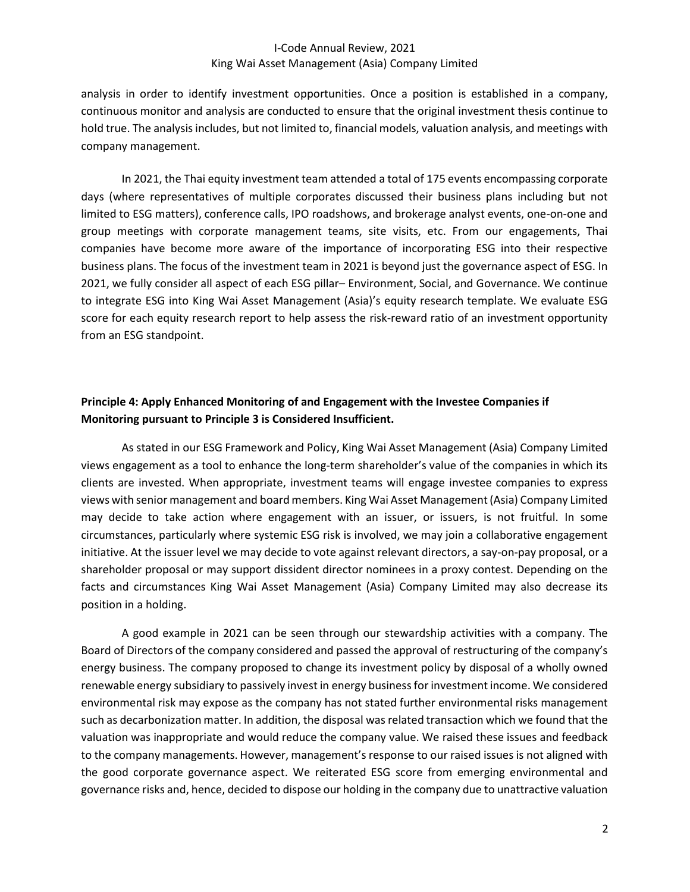analysis in order to identify investment opportunities. Once a position is established in a company, continuous monitor and analysis are conducted to ensure that the original investment thesis continue to hold true. The analysis includes, but not limited to, financial models, valuation analysis, and meetings with company management.

In 2021, the Thai equity investment team attended a total of 175 events encompassing corporate days (where representatives of multiple corporates discussed their business plans including but not limited to ESG matters), conference calls, IPO roadshows, and brokerage analyst events, one-on-one and group meetings with corporate management teams, site visits, etc. From our engagements, Thai companies have become more aware of the importance of incorporating ESG into their respective business plans. The focus of the investment team in 2021 is beyond just the governance aspect of ESG. In 2021, we fully consider all aspect of each ESG pillar– Environment, Social, and Governance. We continue to integrate ESG into King Wai Asset Management (Asia)'s equity research template. We evaluate ESG score for each equity research report to help assess the risk-reward ratio of an investment opportunity from an ESG standpoint.

**Principle 4: Apply Enhanced Monitoring of and Engagement with the Investee Companies if Monitoring pursuant to Principle 3 is Considered Insufficient.**

As stated in our ESG Framework and Policy, King Wai Asset Management (Asia) Company Limited views engagement as a tool to enhance the long-term shareholder's value of the companies in which its clients are invested. When appropriate, investment teams will engage investee companies to express views with senior management and board members. King Wai Asset Management (Asia) Company Limited may decide to take action where engagement with an issuer, or issuers, is not fruitful. In some circumstances, particularly where systemic ESG risk is involved, we may join a collaborative engagement initiative. At the issuer level we may decide to vote against relevant directors, a say-on-pay proposal, or a shareholder proposal or may support dissident director nominees in a proxy contest. Depending on the facts and circumstances King Wai Asset Management (Asia) Company Limited may also decrease its position in a holding.

A good example in 2021 can be seen through our stewardship activities with a company. The Board of Directors of the company considered and passed the approval of restructuring of the company's energy business. The company proposed to change its investment policy by disposal of a wholly owned renewable energy subsidiary to passively invest in energy business for investment income. We considered environmental risk may expose as the company has not stated further environmental risks management such as decarbonization matter. In addition, the disposal was related transaction which we found that the valuation was inappropriate and would reduce the company value. We raised these issues and feedback to the company managements. However, management's response to our raised issues is not aligned with the good corporate governance aspect. We reiterated ESG score from emerging environmental and governance risks and, hence, decided to dispose our holding in the company due to unattractive valuation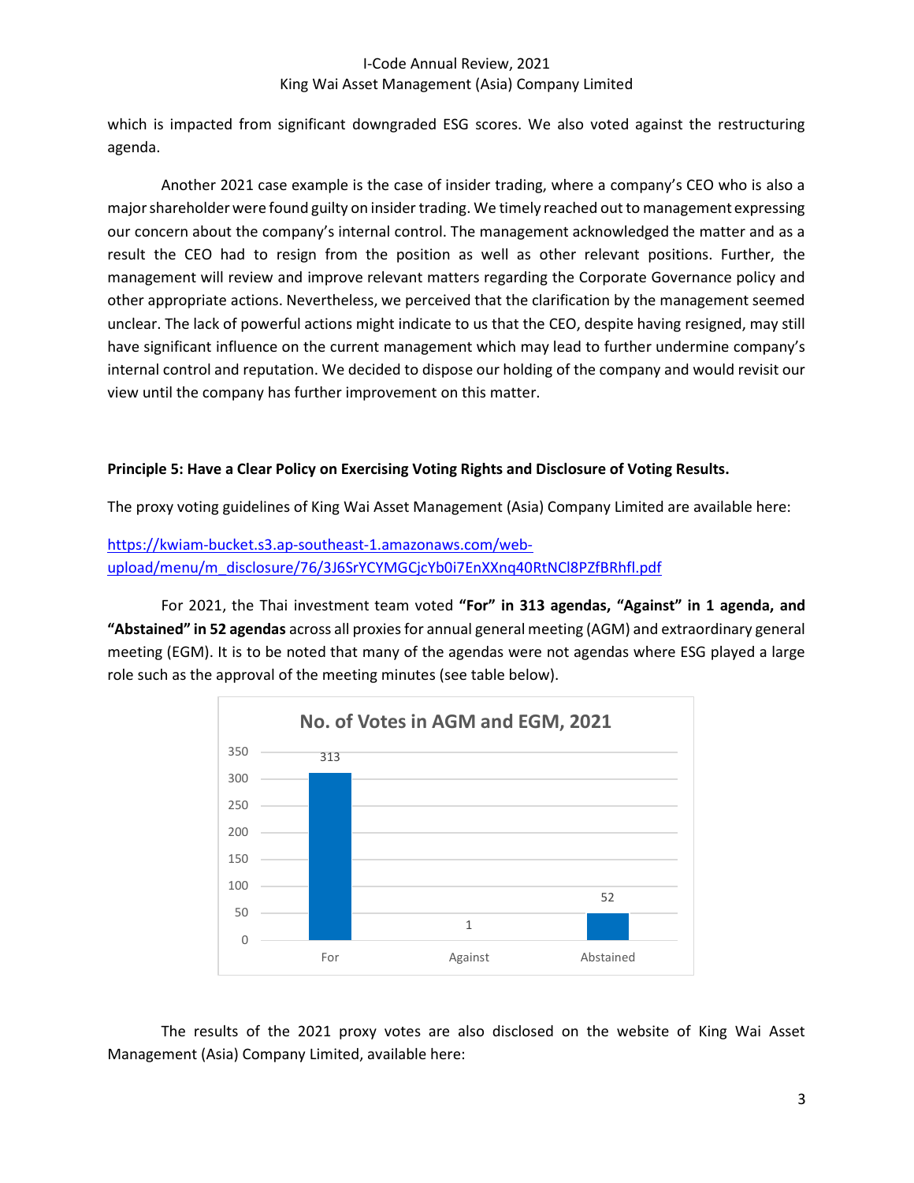which is impacted from significant downgraded ESG scores. We also voted against the restructuring agenda.

Another 2021 case example is the case of insider trading, where a company's CEO who is also a major shareholder were found guilty on insider trading. We timely reached out to management expressing our concern about the company's internal control. The management acknowledged the matter and as a result the CEO had to resign from the position as well as other relevant positions. Further, the management will review and improve relevant matters regarding the Corporate Governance policy and other appropriate actions. Nevertheless, we perceived that the clarification by the management seemed unclear. The lack of powerful actions might indicate to us that the CEO, despite having resigned, may still have significant influence on the current management which may lead to further undermine company's internal control and reputation. We decided to dispose our holding of the company and would revisit our view until the company has further improvement on this matter.

**Principle 5: Have a Clear Policy on Exercising Voting Rights and Disclosure of Voting Results.**

The proxy voting guidelines of King Wai Asset Management (Asia) Company Limited are available here:

[https://kwiam-bucket.s3.ap-southeast-1.amazonaws.com/web-upload/menu/m_disclosure/76/3J6SrYCYMGCjcYb0i7EnXXnq40RtNCl8PZfBRhfl.pdf](https://kwiam-bucket.s3.ap-southeast-1.amazonaws.com/web-upload/menu/m_disclosure/76/3J6SrYCYMGCjcYb0i7EnXXnq40RtNCl8PZfBRhfl.pdf)

For 2021, the Thai investment team voted **"For" in 313 agendas, "Against" in 1 agenda, and "Abstained" in 52 agendas** across all proxies for annual general meeting (AGM) and extraordinary general meeting (EGM). It is to be noted that many of the agendas were not agendas where ESG played a large role such as the approval of the meeting minutes (see table below).

**No. of Votes in AGM and EGM, 2021**

| For | Against | Abstained |
|---|---|---|
| 313 | 1 | 52 |

The results of the 2021 proxy votes are also disclosed on the website of King Wai Asset Management (Asia) Company Limited, available here: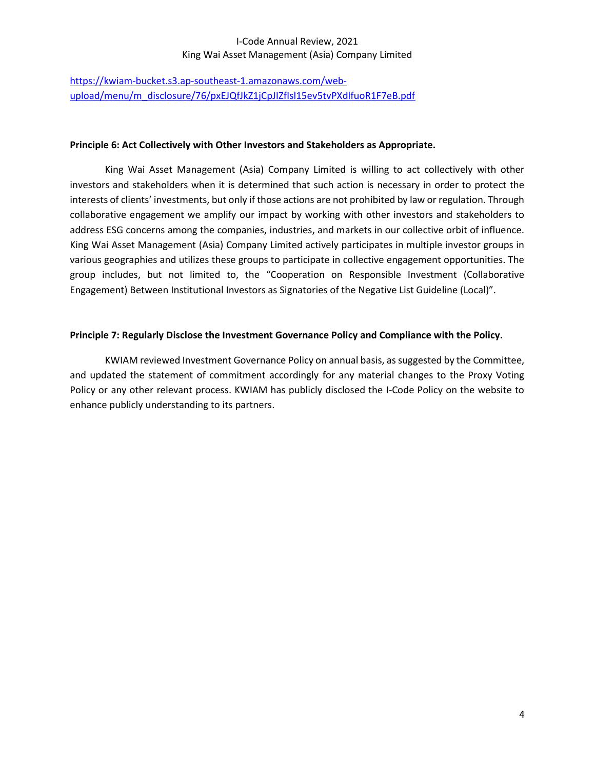https://kwiam-bucket.s3.ap-southeast-1.amazonaws.com/web-upload/menu/m_disclosure/76/pxEJQfJkZ1jCpJIZfIsl15ev5tvPXdlfuoR1F7eB.pdf

**Principle 6: Act Collectively with Other Investors and Stakeholders as Appropriate.**

King Wai Asset Management (Asia) Company Limited is willing to act collectively with other investors and stakeholders when it is determined that such action is necessary in order to protect the interests of clients' investments, but only if those actions are not prohibited by law or regulation. Through collaborative engagement we amplify our impact by working with other investors and stakeholders to address ESG concerns among the companies, industries, and markets in our collective orbit of influence. King Wai Asset Management (Asia) Company Limited actively participates in multiple investor groups in various geographies and utilizes these groups to participate in collective engagement opportunities. The group includes, but not limited to, the "Cooperation on Responsible Investment (Collaborative Engagement) Between Institutional Investors as Signatories of the Negative List Guideline (Local)".

**Principle 7: Regularly Disclose the Investment Governance Policy and Compliance with the Policy.**

KWIAM reviewed Investment Governance Policy on annual basis, as suggested by the Committee, and updated the statement of commitment accordingly for any material changes to the Proxy Voting Policy or any other relevant process. KWIAM has publicly disclosed the I-Code Policy on the website to enhance publicly understanding to its partners.